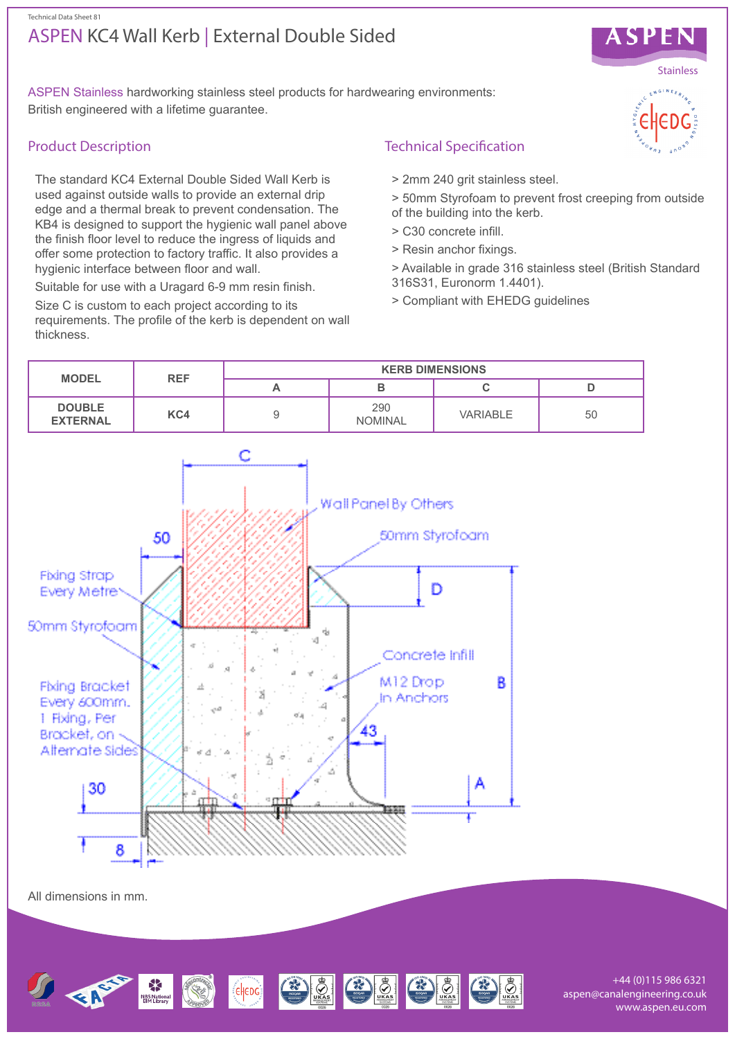Technical Data Sheet 81

# ASPEN KC4 Wall Kerb | External Double Sided

ASPEN Stainless hardworking stainless steel products for hardwearing environments: British engineered with a lifetime guarantee.

## Product Description

The standard KC4 External Double Sided Wall Kerb is used against outside walls to provide an external drip edge and a thermal break to prevent condensation. The KB4 is designed to support the hygienic wall panel above the finish floor level to reduce the ingress of liquids and offer some protection to factory traffic. It also provides a hygienic interface between floor and wall.

Suitable for use with a Uragard 6-9 mm resin finish.

Size C is custom to each project according to its requirements. The profile of the kerb is dependent on wall thickness.

## Technical Specification

> 2mm 240 grit stainless steel.

> 50mm Styrofoam to prevent frost creeping from outside of the building into the kerb.

> C30 concrete infill.

> Resin anchor fixings.

> Available in grade 316 stainless steel (British Standard 316S31, Euronorm 1.4401).

> Compliant with EHEDG guidelines

| MODEL | REF | KERB DIMENSIONS | | | |
|---|---|---|---|---|---|
| | | A | B | C | D |
| DOUBLE EXTERNAL | KC4 | 9 | 290 NOMINAL | VARIABLE | 50 |

All dimensions in mm.

+44 (0)115 986 6321
aspen@canalengineering.co.uk
www.aspen.eu.com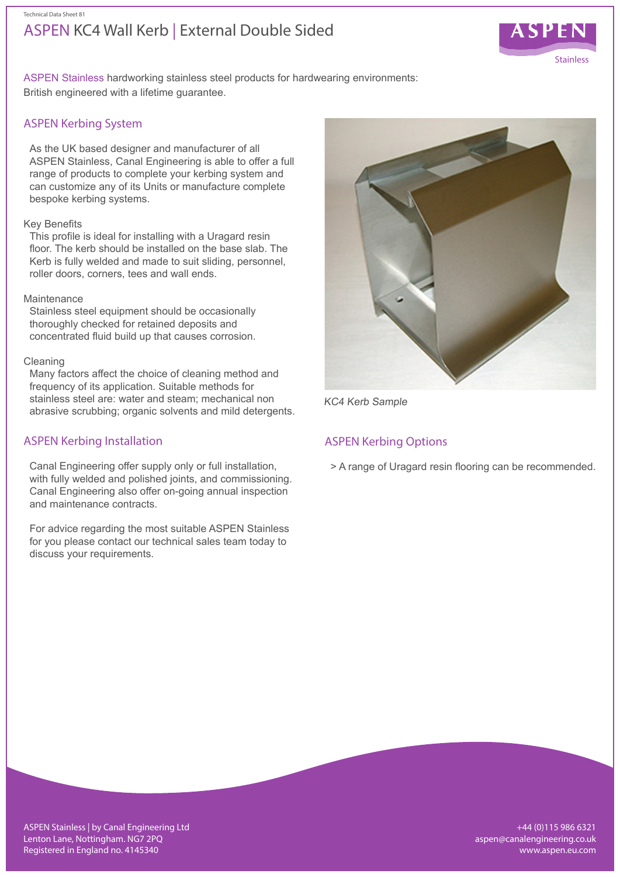Technical Data Sheet 81

# ASPEN KC4 Wall Kerb | External Double Sided

ASPEN Stainless hardworking stainless steel products for hardwearing environments: British engineered with a lifetime guarantee.

## ASPEN Kerbing System

As the UK based designer and manufacturer of all ASPEN Stainless, Canal Engineering is able to offer a full range of products to complete your kerbing system and can customize any of its Units or manufacture complete bespoke kerbing systems.

Key Benefits

This profile is ideal for installing with a Uragard resin floor. The kerb should be installed on the base slab. The Kerb is fully welded and made to suit sliding, personnel, roller doors, corners, tees and wall ends.

Maintenance

Stainless steel equipment should be occasionally thoroughly checked for retained deposits and concentrated fluid build up that causes corrosion.

Cleaning

Many factors affect the choice of cleaning method and frequency of its application. Suitable methods for stainless steel are: water and steam; mechanical non abrasive scrubbing; organic solvents and mild detergents.

*KC4 Kerb Sample*

## ASPEN Kerbing Installation

Canal Engineering offer supply only or full installation, with fully welded and polished joints, and commissioning. Canal Engineering also offer on-going annual inspection and maintenance contracts.

For advice regarding the most suitable ASPEN Stainless for you please contact our technical sales team today to discuss your requirements.

## ASPEN Kerbing Options

> A range of Uragard resin flooring can be recommended.

ASPEN Stainless | by Canal Engineering Ltd
Lenton Lane, Nottingham. NG7 2PQ
Registered in England no. 4145340

+44 (0)115 986 6321
aspen@canalengineering.co.uk
www.aspen.eu.com